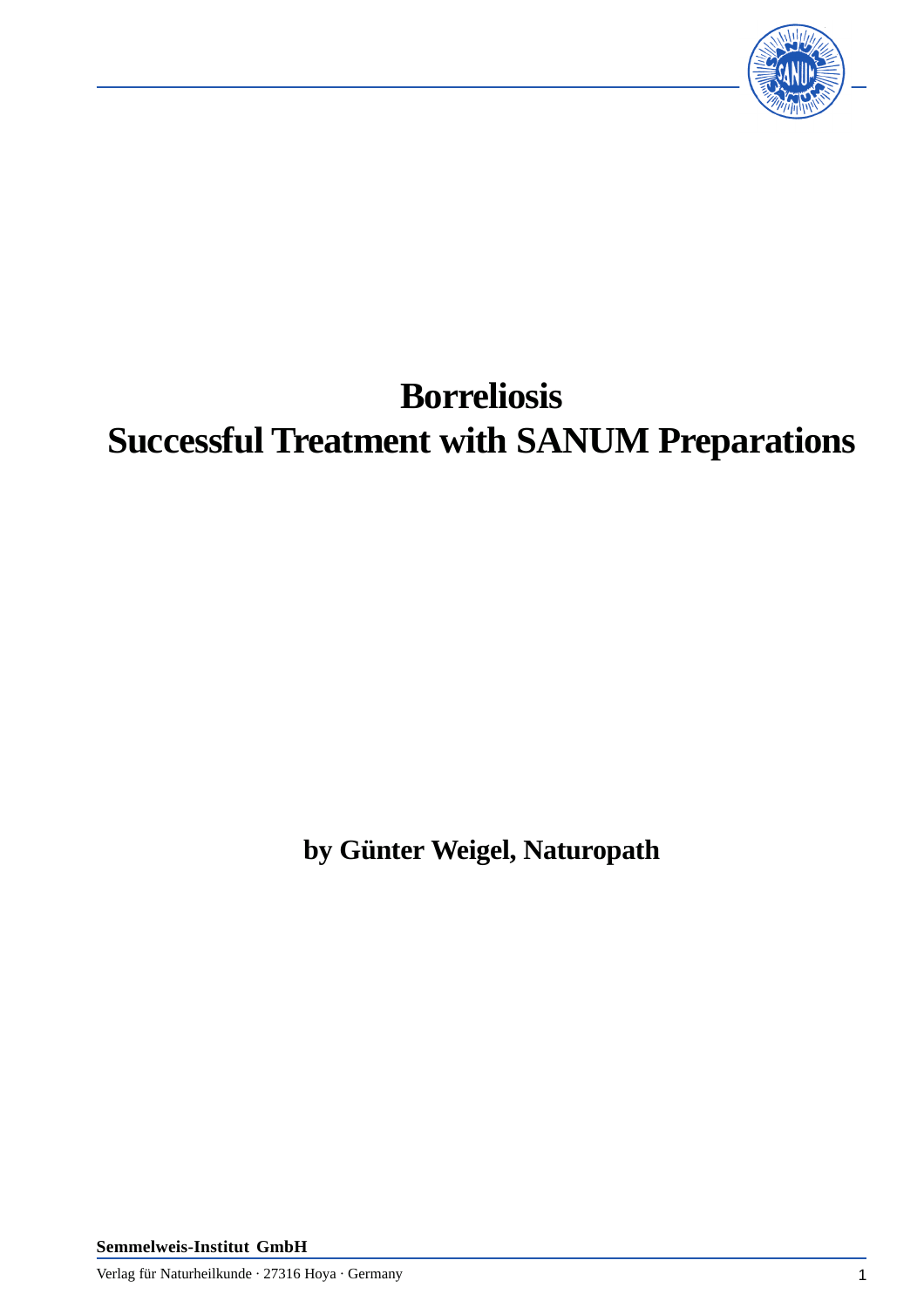# Borreliosis
# Successful Treatment with SANUM Preparations

**by Günter Weigel, Naturopath**

**Semmelweis-Institut GmbH**

Verlag für Naturheilkunde · 27316 Hoya · Germany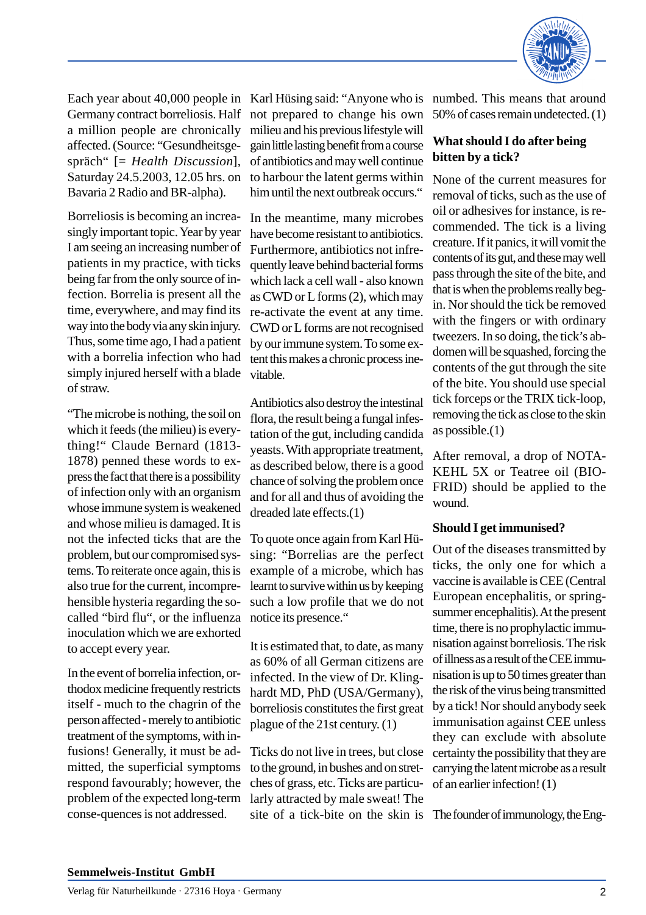Each year about 40,000 people in Germany contract borreliosis. Half a million people are chronically affected. (Source: "Gesundheitsgespräch" [= *Health Discussion*], Saturday 24.5.2003, 12.05 hrs. on Bavaria 2 Radio and BR-alpha).

Borreliosis is becoming an increasingly important topic. Year by year I am seeing an increasing number of patients in my practice, with ticks being far from the only source of infection. Borrelia is present all the time, everywhere, and may find its way into the body via any skin injury. Thus, some time ago, I had a patient with a borrelia infection who had simply injured herself with a blade of straw.

"The microbe is nothing, the soil on which it feeds (the milieu) is everything!" Claude Bernard (1813-1878) penned these words to express the fact that there is a possibility of infection only with an organism whose immune system is weakened and whose milieu is damaged. It is not the infected ticks that are the problem, but our compromised systems. To reiterate once again, this is also true for the current, incomprehensible hysteria regarding the so-called "bird flu", or the influenza inoculation which we are exhorted to accept every year.

In the event of borrelia infection, orthodox medicine frequently restricts itself - much to the chagrin of the person affected - merely to antibiotic treatment of the symptoms, with infusions! Generally, it must be admitted, the superficial symptoms respond favourably; however, the problem of the expected long-term conse-quences is not addressed.

Karl Hüsing said: "Anyone who is not prepared to change his own milieu and his previous lifestyle will gain little lasting benefit from a course of antibiotics and may well continue to harbour the latent germs within him until the next outbreak occurs."

In the meantime, many microbes have become resistant to antibiotics. Furthermore, antibiotics not infrequently leave behind bacterial forms which lack a cell wall - also known as CWD or L forms (2), which may re-activate the event at any time. CWD or L forms are not recognised by our immune system. To some extent this makes a chronic process inevitable.

Antibiotics also destroy the intestinal flora, the result being a fungal infestation of the gut, including candida yeasts. With appropriate treatment, as described below, there is a good chance of solving the problem once and for all and thus of avoiding the dreaded late effects.(1)

To quote once again from Karl Hüsing: "Borrelias are the perfect example of a microbe, which has learnt to survive within us by keeping such a low profile that we do not notice its presence."

It is estimated that, to date, as many as 60% of all German citizens are infected. In the view of Dr. Klinghardt MD, PhD (USA/Germany), borreliosis constitutes the first great plague of the 21st century. (1)

Ticks do not live in trees, but close to the ground, in bushes and on stretches of grass, etc. Ticks are particularly attracted by male sweat! The site of a tick-bite on the skin is numbed. This means that around 50% of cases remain undetected. (1)

### What should I do after being bitten by a tick?

None of the current measures for removal of ticks, such as the use of oil or adhesives for instance, is recommended. The tick is a living creature. If it panics, it will vomit the contents of its gut, and these may well pass through the site of the bite, and that is when the problems really begin. Nor should the tick be removed with the fingers or with ordinary tweezers. In so doing, the tick's abdomen will be squashed, forcing the contents of the gut through the site of the bite. You should use special tick forceps or the TRIX tick-loop, removing the tick as close to the skin as possible.(1)

After removal, a drop of NOTAKEHL 5X or Teatree oil (BIOFRID) should be applied to the wound.

### Should I get immunised?

Out of the diseases transmitted by ticks, the only one for which a vaccine is available is CEE (Central European encephalitis, or spring-summer encephalitis). At the present time, there is no prophylactic immunisation against borreliosis. The risk of illness as a result of the CEE immunisation is up to 50 times greater than the risk of the virus being transmitted by a tick! Nor should anybody seek immunisation against CEE unless they can exclude with absolute certainty the possibility that they are carrying the latent microbe as a result of an earlier infection! (1)

The founder of immunology, the Eng-

**Semmelweis-Institut GmbH**

Verlag für Naturheilkunde · 27316 Hoya · Germany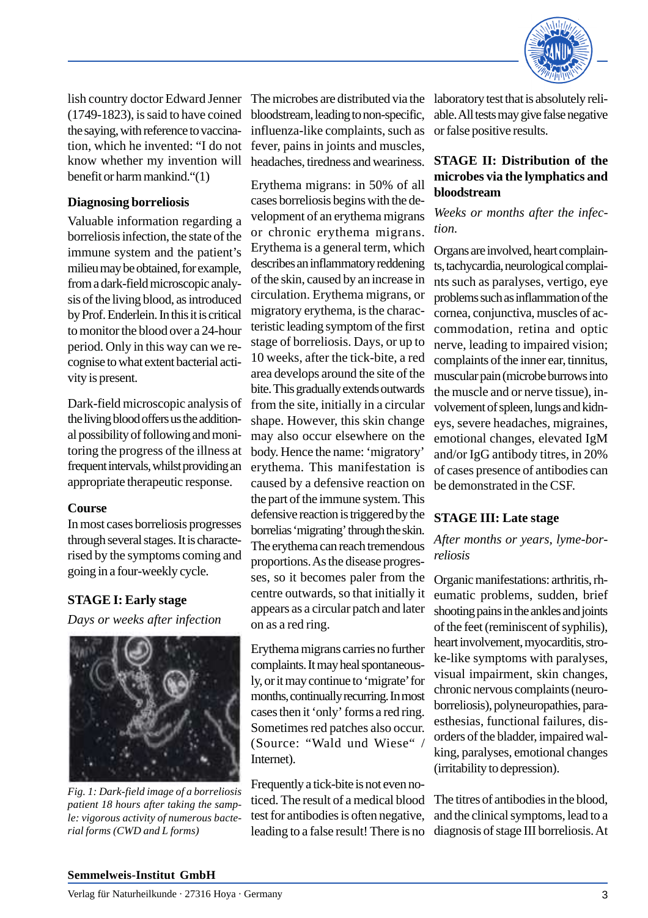lish country doctor Edward Jenner (1749-1823), is said to have coined the saying, with reference to vaccination, which he invented: "I do not know whether my invention will benefit or harm mankind."(1)

### Diagnosing borreliosis

Valuable information regarding a borreliosis infection, the state of the immune system and the patient's milieu may be obtained, for example, from a dark-field microscopic analysis of the living blood, as introduced by Prof. Enderlein. In this it is critical to monitor the blood over a 24-hour period. Only in this way can we recognise to what extent bacterial activity is present.

Dark-field microscopic analysis of the living blood offers us the additional possibility of following and monitoring the progress of the illness at frequent intervals, whilst providing an appropriate therapeutic response.

### Course

In most cases borreliosis progresses through several stages. It is characterised by the symptoms coming and going in a four-weekly cycle.

### STAGE I: Early stage

*Days or weeks after infection*

*Fig. 1: Dark-field image of a borreliosis patient 18 hours after taking the sample: vigorous activity of numerous bacterial forms (CWD and L forms)*

The microbes are distributed via the bloodstream, leading to non-specific, influenza-like complaints, such as fever, pains in joints and muscles, headaches, tiredness and weariness.

Erythema migrans: in 50% of all cases borreliosis begins with the development of an erythema migrans or chronic erythema migrans. Erythema is a general term, which describes an inflammatory reddening of the skin, caused by an increase in circulation. Erythema migrans, or migratory erythema, is the characteristic leading symptom of the first stage of borreliosis. Days, or up to 10 weeks, after the tick-bite, a red area develops around the site of the bite. This gradually extends outwards from the site, initially in a circular shape. However, this skin change may also occur elsewhere on the body. Hence the name: 'migratory' erythema. This manifestation is caused by a defensive reaction on the part of the immune system. This defensive reaction is triggered by the borrelias 'migrating' through the skin. The erythema can reach tremendous proportions. As the disease progresses, so it becomes paler from the centre outwards, so that initially it appears as a circular patch and later on as a red ring.

Erythema migrans carries no further complaints. It may heal spontaneously, or it may continue to 'migrate' for months, continually recurring. In most cases then it 'only' forms a red ring. Sometimes red patches also occur. (Source: "Wald und Wiese" / Internet).

Frequently a tick-bite is not even noticed. The result of a medical blood test for antibodies is often negative, leading to a false result! There is no laboratory test that is absolutely reliable. All tests may give false negative or false positive results.

### STAGE II: Distribution of the microbes via the lymphatics and bloodstream

*Weeks or months after the infection.*

Organs are involved, heart complaints, tachycardia, neurological complaints such as paralyses, vertigo, eye problems such as inflammation of the cornea, conjunctiva, muscles of accommodation, retina and optic nerve, leading to impaired vision; complaints of the inner ear, tinnitus, muscular pain (microbe burrows into the muscle and or nerve tissue), involvement of spleen, lungs and kidneys, severe headaches, migraines, emotional changes, elevated IgM and/or IgG antibody titres, in 20% of cases presence of antibodies can be demonstrated in the CSF.

### STAGE III: Late stage

*After months or years, lyme-borreliosis*

Organic manifestations: arthritis, rheumatic problems, sudden, brief shooting pains in the ankles and joints of the feet (reminiscent of syphilis), heart involvement, myocarditis, stroke-like symptoms with paralyses, visual impairment, skin changes, chronic nervous complaints (neuroborreliosis), polyneuropathies, paraesthesias, functional failures, disorders of the bladder, impaired walking, paralyses, emotional changes (irritability to depression).

The titres of antibodies in the blood, and the clinical symptoms, lead to a diagnosis of stage III borreliosis. At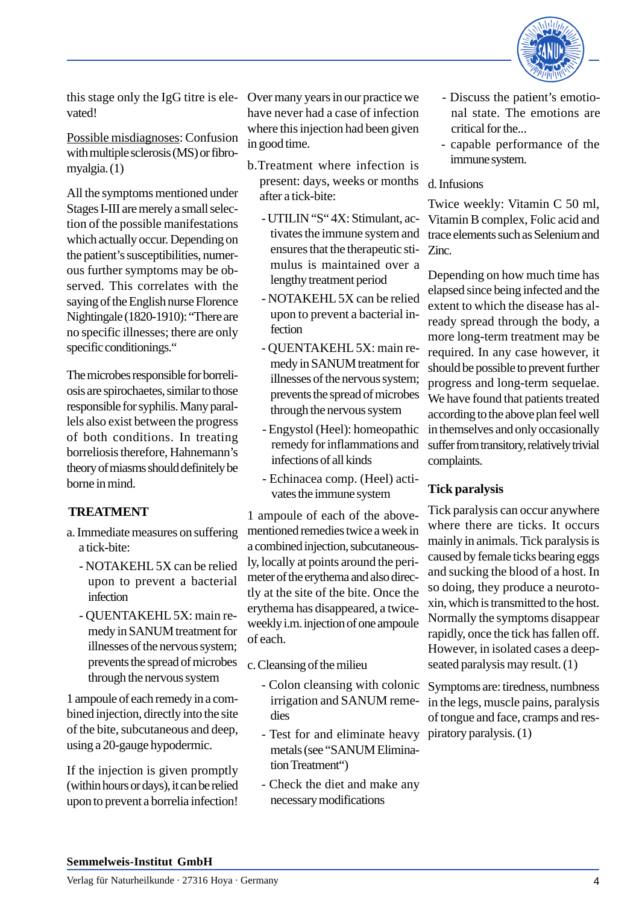this stage only the IgG titre is elevated!

Possible misdiagnoses: Confusion with multiple sclerosis (MS) or fibromyalgia. (1)

All the symptoms mentioned under Stages I-III are merely a small selection of the possible manifestations which actually occur. Depending on the patient's susceptibilities, numerous further symptoms may be observed. This correlates with the saying of the English nurse Florence Nightingale (1820-1910): "There are no specific illnesses; there are only specific conditionings."

The microbes responsible for borreliosis are spirochaetes, similar to those responsible for syphilis. Many parallels also exist between the progress of both conditions. In treating borreliosis therefore, Hahnemann's theory of miasms should definitely be borne in mind.

## TREATMENT

a. Immediate measures on suffering a tick-bite:

- NOTAKEHL 5X can be relied upon to prevent a bacterial infection
- QUENTAKEHL 5X: main remedy in SANUM treatment for illnesses of the nervous system; prevents the spread of microbes through the nervous system

1 ampoule of each remedy in a combined injection, directly into the site of the bite, subcutaneous and deep, using a 20-gauge hypodermic.

If the injection is given promptly (within hours or days), it can be relied upon to prevent a borrelia infection! Over many years in our practice we have never had a case of infection where this injection had been given in good time.

b. Treatment where infection is present: days, weeks or months after a tick-bite:

- UTILIN "S" 4X: Stimulant, activates the immune system and ensures that the therapeutic stimulus is maintained over a lengthy treatment period
- NOTAKEHL 5X can be relied upon to prevent a bacterial infection
- QUENTAKEHL 5X: main remedy in SANUM treatment for illnesses of the nervous system; prevents the spread of microbes through the nervous system
- Engystol (Heel): homeopathic remedy for inflammations and infections of all kinds
- Echinacea comp. (Heel) activates the immune system

1 ampoule of each of the above-mentioned remedies twice a week in a combined injection, subcutaneously, locally at points around the perimeter of the erythema and also directly at the site of the bite. Once the erythema has disappeared, a twice-weekly i.m. injection of one ampoule of each.

c. Cleansing of the milieu

- Colon cleansing with colonic irrigation and SANUM remedies
- Test for and eliminate heavy metals (see "SANUM Elimination Treatment")
- Check the diet and make any necessary modifications
- Discuss the patient's emotional state. The emotions are critical for the...
- capable performance of the immune system.

d. Infusions

Twice weekly: Vitamin C 50 ml, Vitamin B complex, Folic acid and trace elements such as Selenium and Zinc.

Depending on how much time has elapsed since being infected and the extent to which the disease has already spread through the body, a more long-term treatment may be required. In any case however, it should be possible to prevent further progress and long-term sequelae. We have found that patients treated according to the above plan feel well in themselves and only occasionally suffer from transitory, relatively trivial complaints.

## Tick paralysis

Tick paralysis can occur anywhere where there are ticks. It occurs mainly in animals. Tick paralysis is caused by female ticks bearing eggs and sucking the blood of a host. In so doing, they produce a neurotoxin, which is transmitted to the host. Normally the symptoms disappear rapidly, once the tick has fallen off. However, in isolated cases a deep-seated paralysis may result. (1)

Symptoms are: tiredness, numbness in the legs, muscle pains, paralysis of tongue and face, cramps and respiratory paralysis. (1)

**Semmelweis-Institut GmbH**

Verlag für Naturheilkunde · 27316 Hoya · Germany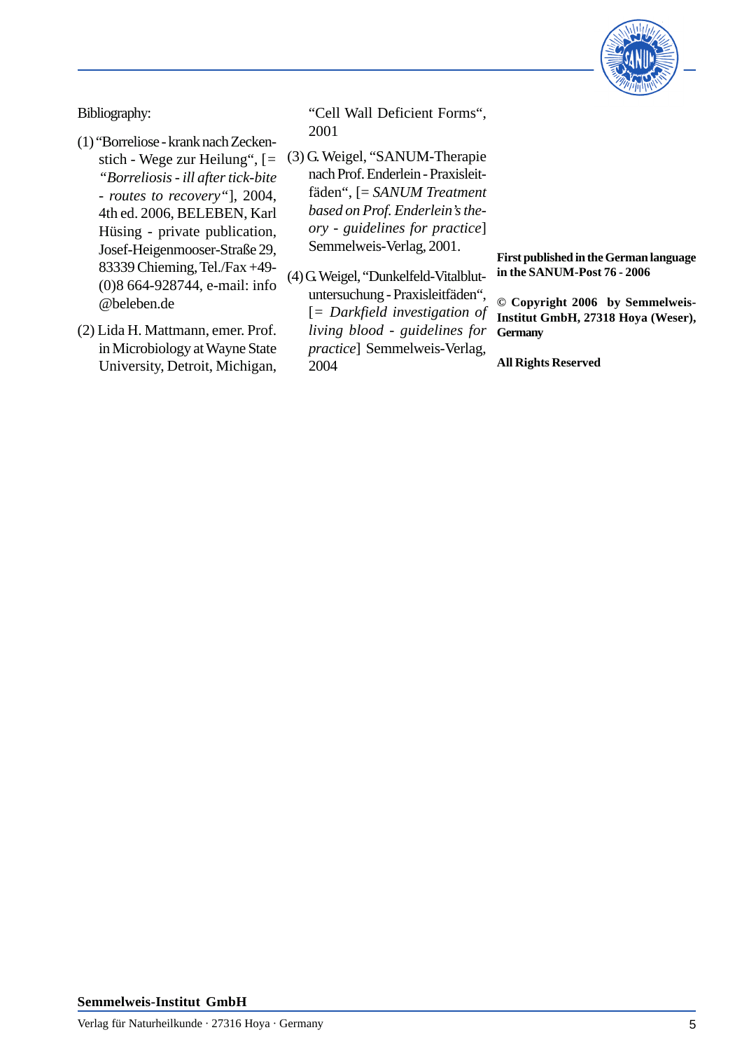Bibliography:

(1) "Borreliose - krank nach Zeckenstich - Wege zur Heilung", [= *"Borreliosis - ill after tick-bite - routes to recovery"*], 2004, 4th ed. 2006, BELEBEN, Karl Hüsing - private publication, Josef-Heigenmooser-Straße 29, 83339 Chieming, Tel./Fax +49-(0)8 664-928744, e-mail: info @beleben.de

(2) Lida H. Mattmann, emer. Prof. in Microbiology at Wayne State University, Detroit, Michigan, "Cell Wall Deficient Forms", 2001

(3) G. Weigel, "SANUM-Therapie nach Prof. Enderlein - Praxisleitfäden", [= *SANUM Treatment based on Prof. Enderlein's theory - guidelines for practice*] Semmelweis-Verlag, 2001.

(4) G. Weigel, "Dunkelfeld-Vitalblutuntersuchung - Praxisleitfäden", [= *Darkfield investigation of living blood - guidelines for practice*] Semmelweis-Verlag, 2004

**First published in the German language in the SANUM-Post 76 - 2006**

**© Copyright 2006 by Semmelweis-Institut GmbH, 27318 Hoya (Weser), Germany**

**All Rights Reserved**

**Semmelweis-Institut GmbH**

Verlag für Naturheilkunde · 27316 Hoya · Germany